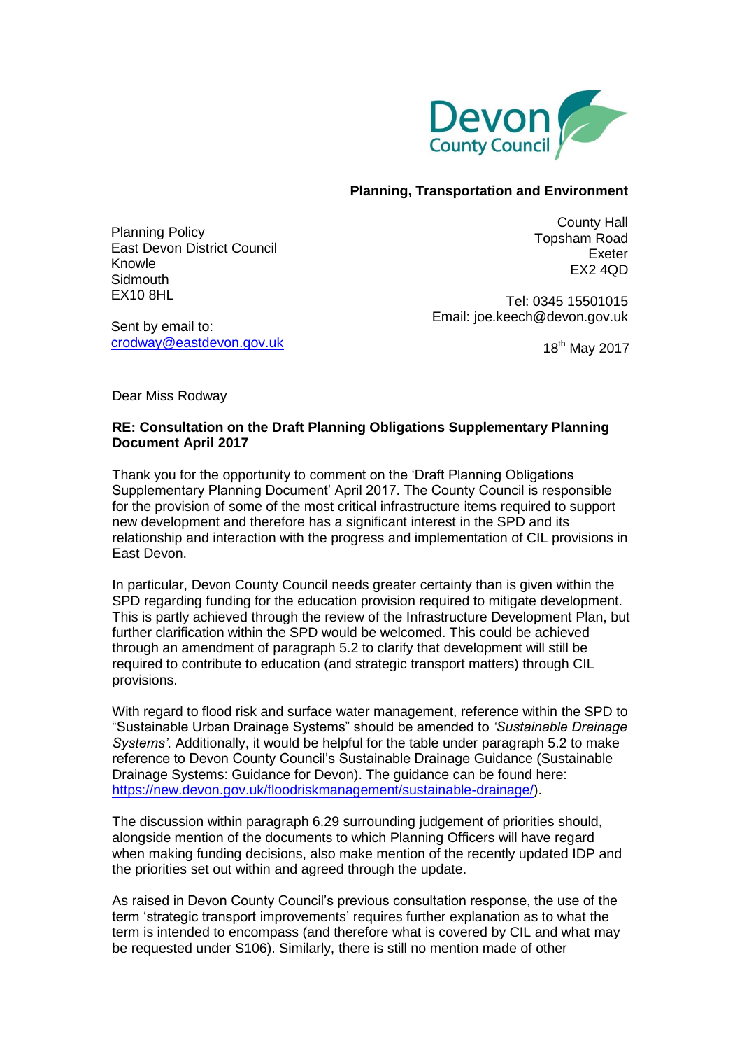Devon County Council

**Planning, Transportation and Environment**

Planning Policy
East Devon District Council
Knowle
Sidmouth
EX10 8HL

Sent by email to:
[crodway@eastdevon.gov.uk](mailto:crodway@eastdevon.gov.uk)

County Hall
Topsham Road
Exeter
EX2 4QD

Tel: 0345 15501015
Email: joe.keech@devon.gov.uk

18th May 2017

Dear Miss Rodway

**RE: Consultation on the Draft Planning Obligations Supplementary Planning Document April 2017**

Thank you for the opportunity to comment on the 'Draft Planning Obligations Supplementary Planning Document' April 2017. The County Council is responsible for the provision of some of the most critical infrastructure items required to support new development and therefore has a significant interest in the SPD and its relationship and interaction with the progress and implementation of CIL provisions in East Devon.

In particular, Devon County Council needs greater certainty than is given within the SPD regarding funding for the education provision required to mitigate development. This is partly achieved through the review of the Infrastructure Development Plan, but further clarification within the SPD would be welcomed. This could be achieved through an amendment of paragraph 5.2 to clarify that development will still be required to contribute to education (and strategic transport matters) through CIL provisions.

With regard to flood risk and surface water management, reference within the SPD to "Sustainable Urban Drainage Systems" should be amended to *'Sustainable Drainage Systems'*. Additionally, it would be helpful for the table under paragraph 5.2 to make reference to Devon County Council's Sustainable Drainage Guidance (Sustainable Drainage Systems: Guidance for Devon). The guidance can be found here: [https://new.devon.gov.uk/floodriskmanagement/sustainable-drainage/](https://new.devon.gov.uk/floodriskmanagement/sustainable-drainage/)).

The discussion within paragraph 6.29 surrounding judgement of priorities should, alongside mention of the documents to which Planning Officers will have regard when making funding decisions, also make mention of the recently updated IDP and the priorities set out within and agreed through the update.

As raised in Devon County Council's previous consultation response, the use of the term 'strategic transport improvements' requires further explanation as to what the term is intended to encompass (and therefore what is covered by CIL and what may be requested under S106). Similarly, there is still no mention made of other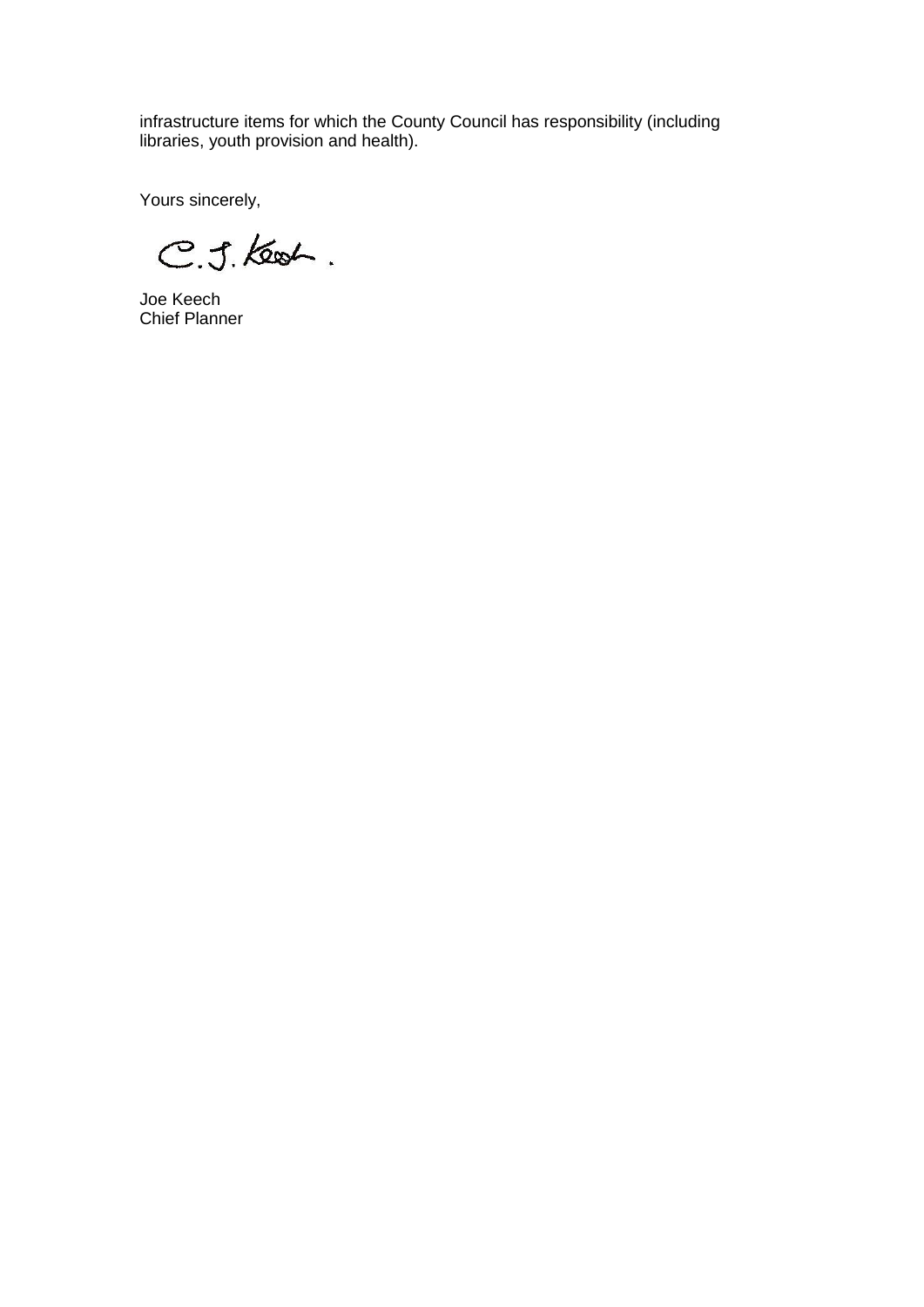infrastructure items for which the County Council has responsibility (including libraries, youth provision and health).

Yours sincerely,

C.J. Keech.

Joe Keech
Chief Planner